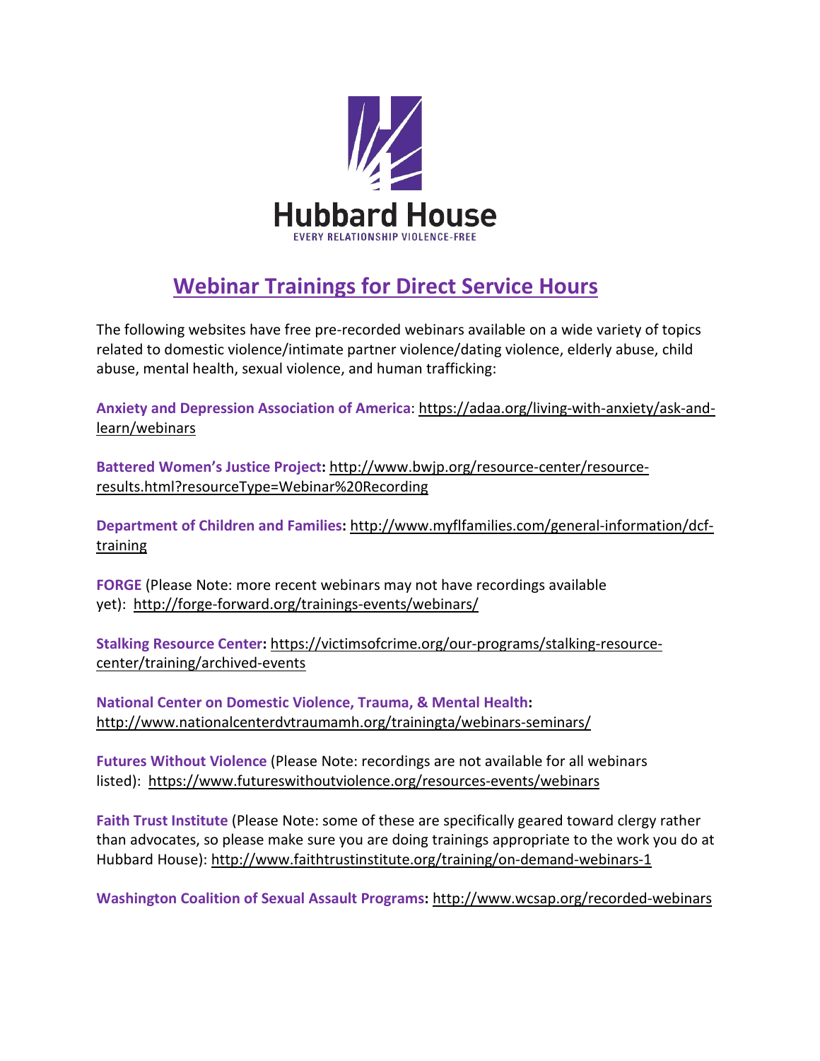Hubbard House

EVERY RELATIONSHIP VIOLENCE-FREE

# Webinar Trainings for Direct Service Hours

The following websites have free pre-recorded webinars available on a wide variety of topics related to domestic violence/intimate partner violence/dating violence, elderly abuse, child abuse, mental health, sexual violence, and human trafficking:

**Anxiety and Depression Association of America**: https://adaa.org/living-with-anxiety/ask-and-learn/webinars

**Battered Women's Justice Project:** http://www.bwjp.org/resource-center/resource-results.html?resourceType=Webinar%20Recording

**Department of Children and Families:** http://www.myflfamilies.com/general-information/dcf-training

**FORGE** (Please Note: more recent webinars may not have recordings available yet): http://forge-forward.org/trainings-events/webinars/

**Stalking Resource Center:** https://victimsofcrime.org/our-programs/stalking-resource-center/training/archived-events

**National Center on Domestic Violence, Trauma, & Mental Health:** http://www.nationalcenterdvtraumamh.org/trainingta/webinars-seminars/

**Futures Without Violence** (Please Note: recordings are not available for all webinars listed): https://www.futureswithoutviolence.org/resources-events/webinars

**Faith Trust Institute** (Please Note: some of these are specifically geared toward clergy rather than advocates, so please make sure you are doing trainings appropriate to the work you do at Hubbard House): http://www.faithtrustinstitute.org/training/on-demand-webinars-1

**Washington Coalition of Sexual Assault Programs:** http://www.wcsap.org/recorded-webinars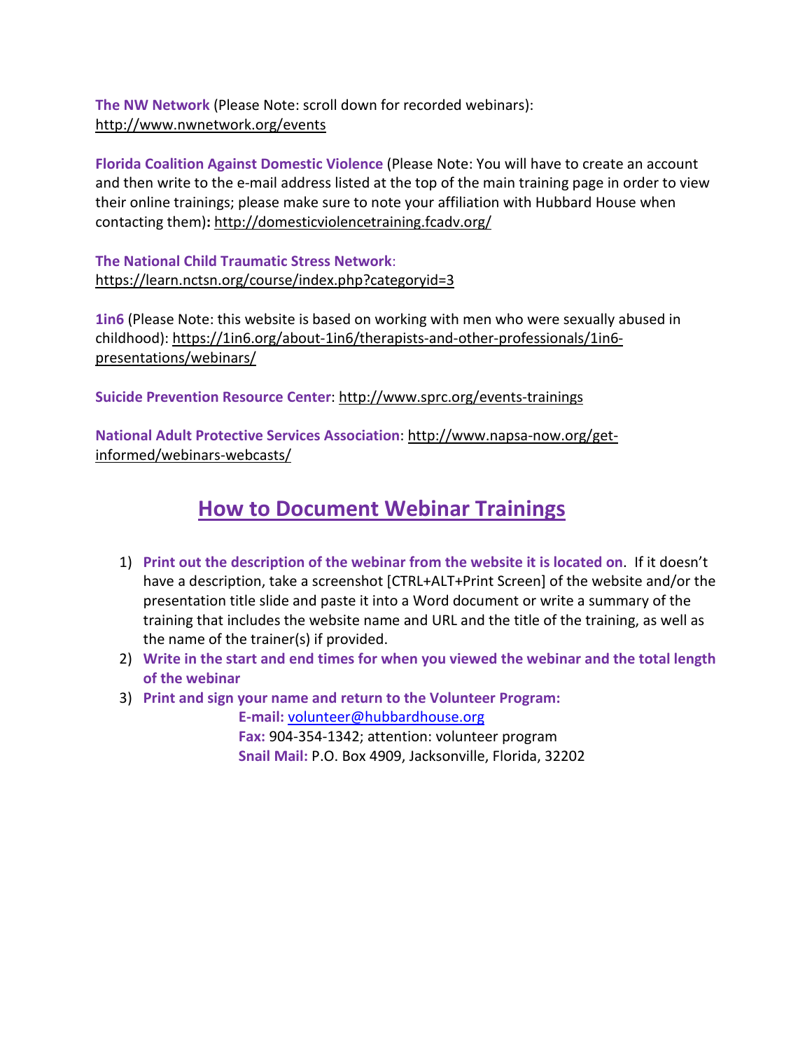**The NW Network** (Please Note: scroll down for recorded webinars): http://www.nwnetwork.org/events

**Florida Coalition Against Domestic Violence** (Please Note: You will have to create an account and then write to the e-mail address listed at the top of the main training page in order to view their online trainings; please make sure to note your affiliation with Hubbard House when contacting them)**:** http://domesticviolencetraining.fcadv.org/

**The National Child Traumatic Stress Network**: https://learn.nctsn.org/course/index.php?categoryid=3

**1in6** (Please Note: this website is based on working with men who were sexually abused in childhood): https://1in6.org/about-1in6/therapists-and-other-professionals/1in6-presentations/webinars/

**Suicide Prevention Resource Center**: http://www.sprc.org/events-trainings

**National Adult Protective Services Association**: http://www.napsa-now.org/get-informed/webinars-webcasts/

## How to Document Webinar Trainings

1) **Print out the description of the webinar from the website it is located on**. If it doesn't have a description, take a screenshot [CTRL+ALT+Print Screen] of the website and/or the presentation title slide and paste it into a Word document or write a summary of the training that includes the website name and URL and the title of the training, as well as the name of the trainer(s) if provided.
2) **Write in the start and end times for when you viewed the webinar and the total length of the webinar**
3) **Print and sign your name and return to the Volunteer Program:**
   **E-mail:** volunteer@hubbardhouse.org
   **Fax:** 904-354-1342; attention: volunteer program
   **Snail Mail:** P.O. Box 4909, Jacksonville, Florida, 32202